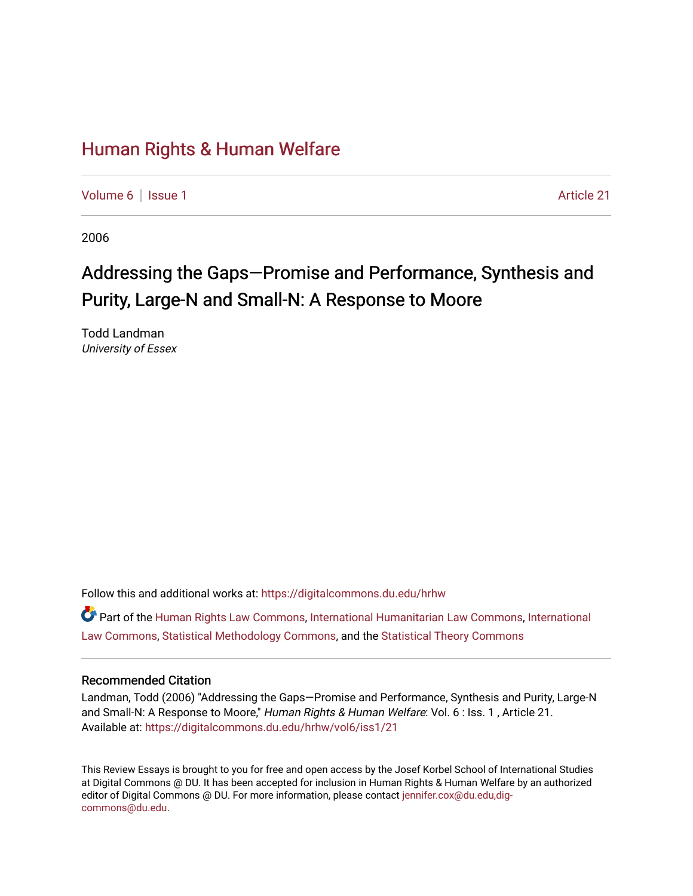# Human Rights & Human Welfare

Volume 6 | Issue 1 Article 21

2006

## Addressing the Gaps—Promise and Performance, Synthesis and Purity, Large-N and Small-N: A Response to Moore

Todd Landman
*University of Essex*

Follow this and additional works at: https://digitalcommons.du.edu/hrhw

Part of the Human Rights Law Commons, International Humanitarian Law Commons, International Law Commons, Statistical Methodology Commons, and the Statistical Theory Commons

### Recommended Citation

Landman, Todd (2006) "Addressing the Gaps—Promise and Performance, Synthesis and Purity, Large-N and Small-N: A Response to Moore," *Human Rights & Human Welfare*: Vol. 6 : Iss. 1 , Article 21.
Available at: https://digitalcommons.du.edu/hrhw/vol6/iss1/21

This Review Essays is brought to you for free and open access by the Josef Korbel School of International Studies at Digital Commons @ DU. It has been accepted for inclusion in Human Rights & Human Welfare by an authorized editor of Digital Commons @ DU. For more information, please contact jennifer.cox@du.edu,dig-commons@du.edu.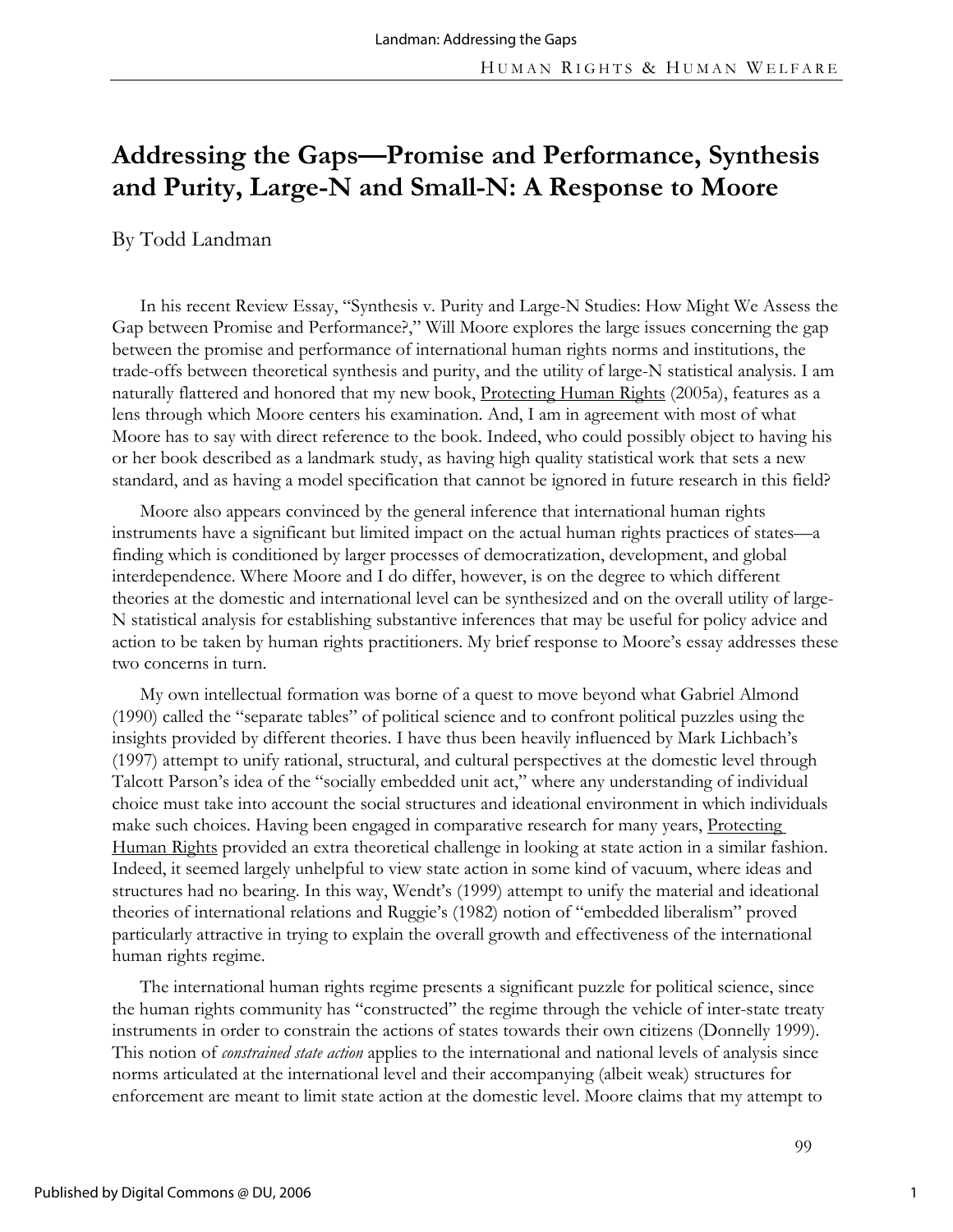# Addressing the Gaps—Promise and Performance, Synthesis and Purity, Large-N and Small-N: A Response to Moore

By Todd Landman

In his recent Review Essay, "Synthesis v. Purity and Large-N Studies: How Might We Assess the Gap between Promise and Performance?," Will Moore explores the large issues concerning the gap between the promise and performance of international human rights norms and institutions, the trade-offs between theoretical synthesis and purity, and the utility of large-N statistical analysis. I am naturally flattered and honored that my new book, Protecting Human Rights (2005a), features as a lens through which Moore centers his examination. And, I am in agreement with most of what Moore has to say with direct reference to the book. Indeed, who could possibly object to having his or her book described as a landmark study, as having high quality statistical work that sets a new standard, and as having a model specification that cannot be ignored in future research in this field?

Moore also appears convinced by the general inference that international human rights instruments have a significant but limited impact on the actual human rights practices of states—a finding which is conditioned by larger processes of democratization, development, and global interdependence. Where Moore and I do differ, however, is on the degree to which different theories at the domestic and international level can be synthesized and on the overall utility of large-N statistical analysis for establishing substantive inferences that may be useful for policy advice and action to be taken by human rights practitioners. My brief response to Moore's essay addresses these two concerns in turn.

My own intellectual formation was borne of a quest to move beyond what Gabriel Almond (1990) called the "separate tables" of political science and to confront political puzzles using the insights provided by different theories. I have thus been heavily influenced by Mark Lichbach's (1997) attempt to unify rational, structural, and cultural perspectives at the domestic level through Talcott Parson's idea of the "socially embedded unit act," where any understanding of individual choice must take into account the social structures and ideational environment in which individuals make such choices. Having been engaged in comparative research for many years, Protecting Human Rights provided an extra theoretical challenge in looking at state action in a similar fashion. Indeed, it seemed largely unhelpful to view state action in some kind of vacuum, where ideas and structures had no bearing. In this way, Wendt's (1999) attempt to unify the material and ideational theories of international relations and Ruggie's (1982) notion of "embedded liberalism" proved particularly attractive in trying to explain the overall growth and effectiveness of the international human rights regime.

The international human rights regime presents a significant puzzle for political science, since the human rights community has "constructed" the regime through the vehicle of inter-state treaty instruments in order to constrain the actions of states towards their own citizens (Donnelly 1999). This notion of *constrained state action* applies to the international and national levels of analysis since norms articulated at the international level and their accompanying (albeit weak) structures for enforcement are meant to limit state action at the domestic level. Moore claims that my attempt to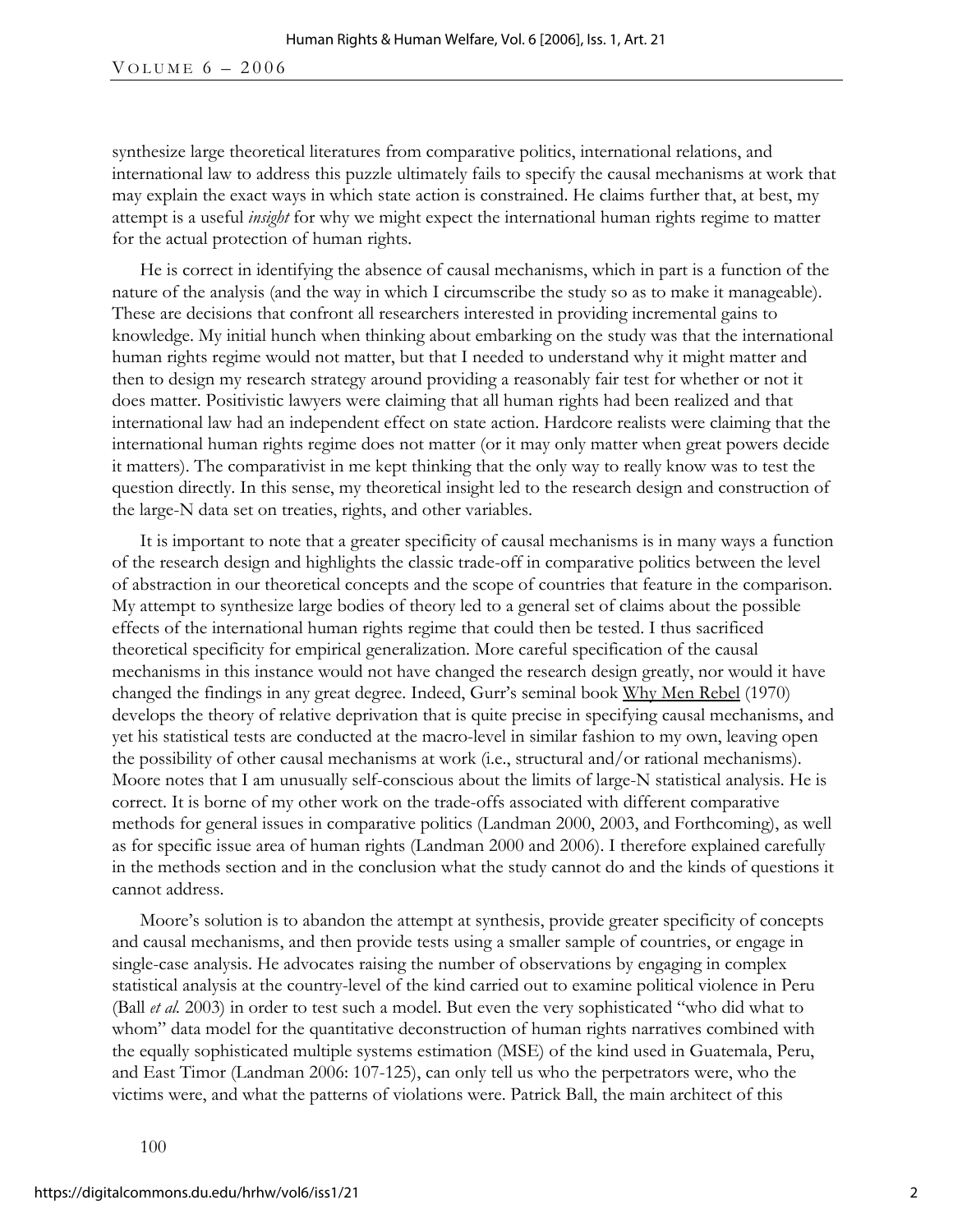synthesize large theoretical literatures from comparative politics, international relations, and international law to address this puzzle ultimately fails to specify the causal mechanisms at work that may explain the exact ways in which state action is constrained. He claims further that, at best, my attempt is a useful *insight* for why we might expect the international human rights regime to matter for the actual protection of human rights.

He is correct in identifying the absence of causal mechanisms, which in part is a function of the nature of the analysis (and the way in which I circumscribe the study so as to make it manageable). These are decisions that confront all researchers interested in providing incremental gains to knowledge. My initial hunch when thinking about embarking on the study was that the international human rights regime would not matter, but that I needed to understand why it might matter and then to design my research strategy around providing a reasonably fair test for whether or not it does matter. Positivistic lawyers were claiming that all human rights had been realized and that international law had an independent effect on state action. Hardcore realists were claiming that the international human rights regime does not matter (or it may only matter when great powers decide it matters). The comparativist in me kept thinking that the only way to really know was to test the question directly. In this sense, my theoretical insight led to the research design and construction of the large-N data set on treaties, rights, and other variables.

It is important to note that a greater specificity of causal mechanisms is in many ways a function of the research design and highlights the classic trade-off in comparative politics between the level of abstraction in our theoretical concepts and the scope of countries that feature in the comparison. My attempt to synthesize large bodies of theory led to a general set of claims about the possible effects of the international human rights regime that could then be tested. I thus sacrificed theoretical specificity for empirical generalization. More careful specification of the causal mechanisms in this instance would not have changed the research design greatly, nor would it have changed the findings in any great degree. Indeed, Gurr's seminal book Why Men Rebel (1970) develops the theory of relative deprivation that is quite precise in specifying causal mechanisms, and yet his statistical tests are conducted at the macro-level in similar fashion to my own, leaving open the possibility of other causal mechanisms at work (i.e., structural and/or rational mechanisms). Moore notes that I am unusually self-conscious about the limits of large-N statistical analysis. He is correct. It is borne of my other work on the trade-offs associated with different comparative methods for general issues in comparative politics (Landman 2000, 2003, and Forthcoming), as well as for specific issue area of human rights (Landman 2000 and 2006). I therefore explained carefully in the methods section and in the conclusion what the study cannot do and the kinds of questions it cannot address.

Moore's solution is to abandon the attempt at synthesis, provide greater specificity of concepts and causal mechanisms, and then provide tests using a smaller sample of countries, or engage in single-case analysis. He advocates raising the number of observations by engaging in complex statistical analysis at the country-level of the kind carried out to examine political violence in Peru (Ball *et al.* 2003) in order to test such a model. But even the very sophisticated "who did what to whom" data model for the quantitative deconstruction of human rights narratives combined with the equally sophisticated multiple systems estimation (MSE) of the kind used in Guatemala, Peru, and East Timor (Landman 2006: 107-125), can only tell us who the perpetrators were, who the victims were, and what the patterns of violations were. Patrick Ball, the main architect of this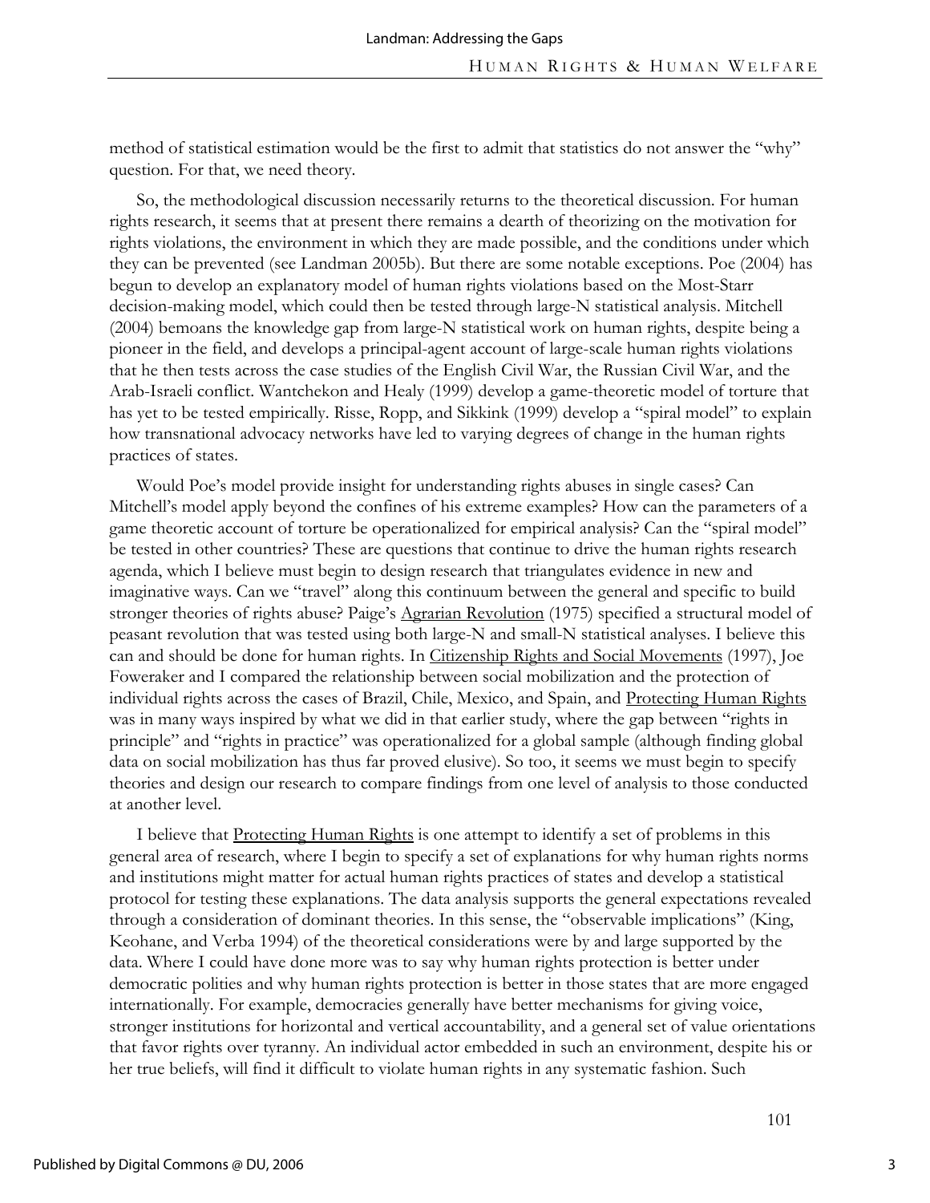method of statistical estimation would be the first to admit that statistics do not answer the "why" question. For that, we need theory.

So, the methodological discussion necessarily returns to the theoretical discussion. For human rights research, it seems that at present there remains a dearth of theorizing on the motivation for rights violations, the environment in which they are made possible, and the conditions under which they can be prevented (see Landman 2005b). But there are some notable exceptions. Poe (2004) has begun to develop an explanatory model of human rights violations based on the Most-Starr decision-making model, which could then be tested through large-N statistical analysis. Mitchell (2004) bemoans the knowledge gap from large-N statistical work on human rights, despite being a pioneer in the field, and develops a principal-agent account of large-scale human rights violations that he then tests across the case studies of the English Civil War, the Russian Civil War, and the Arab-Israeli conflict. Wantchekon and Healy (1999) develop a game-theoretic model of torture that has yet to be tested empirically. Risse, Ropp, and Sikkink (1999) develop a "spiral model" to explain how transnational advocacy networks have led to varying degrees of change in the human rights practices of states.

Would Poe's model provide insight for understanding rights abuses in single cases? Can Mitchell's model apply beyond the confines of his extreme examples? How can the parameters of a game theoretic account of torture be operationalized for empirical analysis? Can the "spiral model" be tested in other countries? These are questions that continue to drive the human rights research agenda, which I believe must begin to design research that triangulates evidence in new and imaginative ways. Can we "travel" along this continuum between the general and specific to build stronger theories of rights abuse? Paige's Agrarian Revolution (1975) specified a structural model of peasant revolution that was tested using both large-N and small-N statistical analyses. I believe this can and should be done for human rights. In Citizenship Rights and Social Movements (1997), Joe Foweraker and I compared the relationship between social mobilization and the protection of individual rights across the cases of Brazil, Chile, Mexico, and Spain, and Protecting Human Rights was in many ways inspired by what we did in that earlier study, where the gap between "rights in principle" and "rights in practice" was operationalized for a global sample (although finding global data on social mobilization has thus far proved elusive). So too, it seems we must begin to specify theories and design our research to compare findings from one level of analysis to those conducted at another level.

I believe that Protecting Human Rights is one attempt to identify a set of problems in this general area of research, where I begin to specify a set of explanations for why human rights norms and institutions might matter for actual human rights practices of states and develop a statistical protocol for testing these explanations. The data analysis supports the general expectations revealed through a consideration of dominant theories. In this sense, the "observable implications" (King, Keohane, and Verba 1994) of the theoretical considerations were by and large supported by the data. Where I could have done more was to say why human rights protection is better under democratic polities and why human rights protection is better in those states that are more engaged internationally. For example, democracies generally have better mechanisms for giving voice, stronger institutions for horizontal and vertical accountability, and a general set of value orientations that favor rights over tyranny. An individual actor embedded in such an environment, despite his or her true beliefs, will find it difficult to violate human rights in any systematic fashion. Such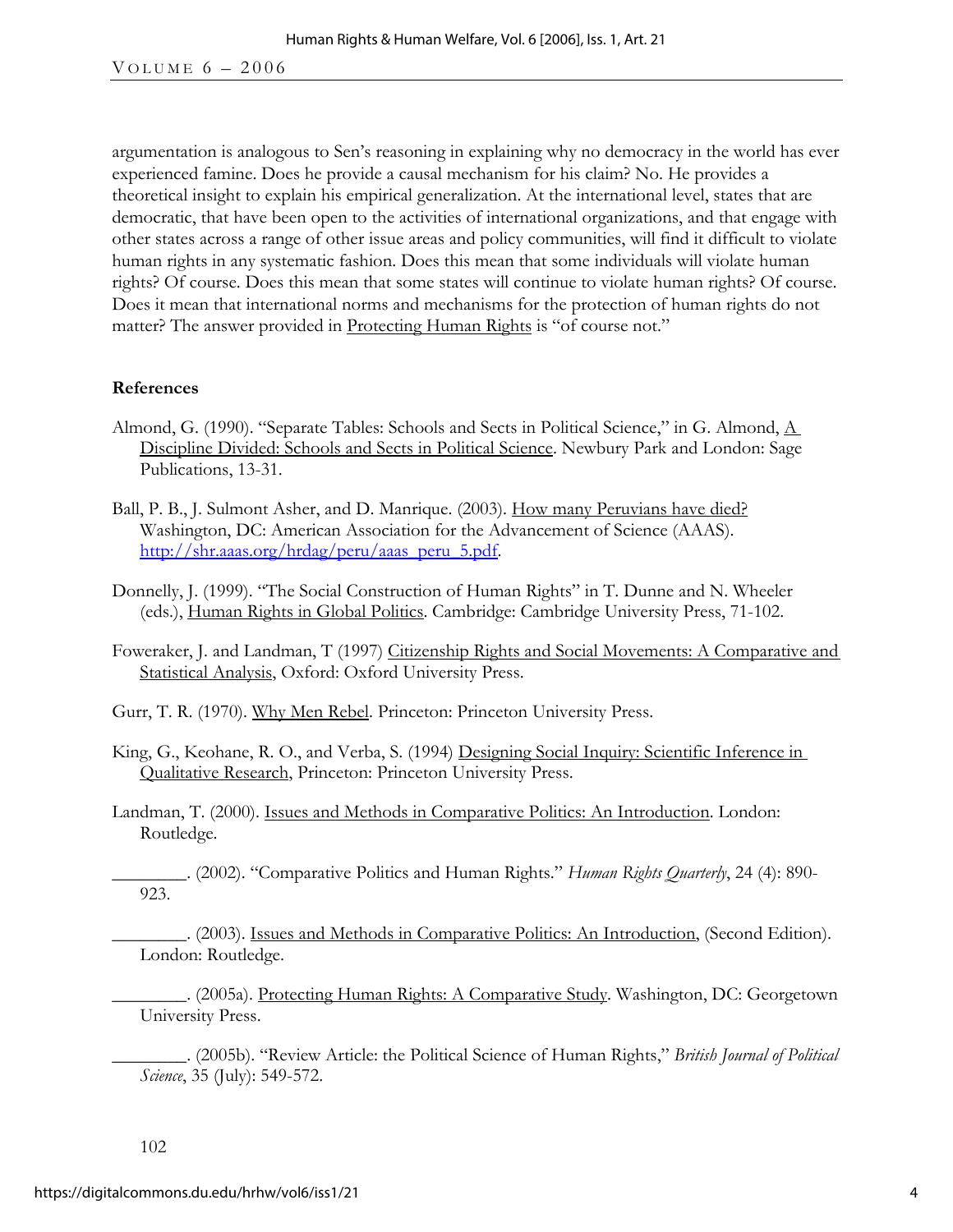argumentation is analogous to Sen's reasoning in explaining why no democracy in the world has ever experienced famine. Does he provide a causal mechanism for his claim? No. He provides a theoretical insight to explain his empirical generalization. At the international level, states that are democratic, that have been open to the activities of international organizations, and that engage with other states across a range of other issue areas and policy communities, will find it difficult to violate human rights in any systematic fashion. Does this mean that some individuals will violate human rights? Of course. Does this mean that some states will continue to violate human rights? Of course. Does it mean that international norms and mechanisms for the protection of human rights do not matter? The answer provided in Protecting Human Rights is "of course not."

**References**

Almond, G. (1990). "Separate Tables: Schools and Sects in Political Science," in G. Almond, A Discipline Divided: Schools and Sects in Political Science. Newbury Park and London: Sage Publications, 13-31.

Ball, P. B., J. Sulmont Asher, and D. Manrique. (2003). How many Peruvians have died? Washington, DC: American Association for the Advancement of Science (AAAS). http://shr.aaas.org/hrdag/peru/aaas_peru_5.pdf.

Donnelly, J. (1999). "The Social Construction of Human Rights" in T. Dunne and N. Wheeler (eds.), Human Rights in Global Politics. Cambridge: Cambridge University Press, 71-102.

Foweraker, J. and Landman, T (1997) Citizenship Rights and Social Movements: A Comparative and Statistical Analysis, Oxford: Oxford University Press.

Gurr, T. R. (1970). Why Men Rebel. Princeton: Princeton University Press.

King, G., Keohane, R. O., and Verba, S. (1994) Designing Social Inquiry: Scientific Inference in Qualitative Research, Princeton: Princeton University Press.

Landman, T. (2000). Issues and Methods in Comparative Politics: An Introduction. London: Routledge.

________. (2002). "Comparative Politics and Human Rights." *Human Rights Quarterly*, 24 (4): 890-923.

________. (2003). Issues and Methods in Comparative Politics: An Introduction, (Second Edition). London: Routledge.

________. (2005a). Protecting Human Rights: A Comparative Study. Washington, DC: Georgetown University Press.

________. (2005b). "Review Article: the Political Science of Human Rights," *British Journal of Political Science*, 35 (July): 549-572.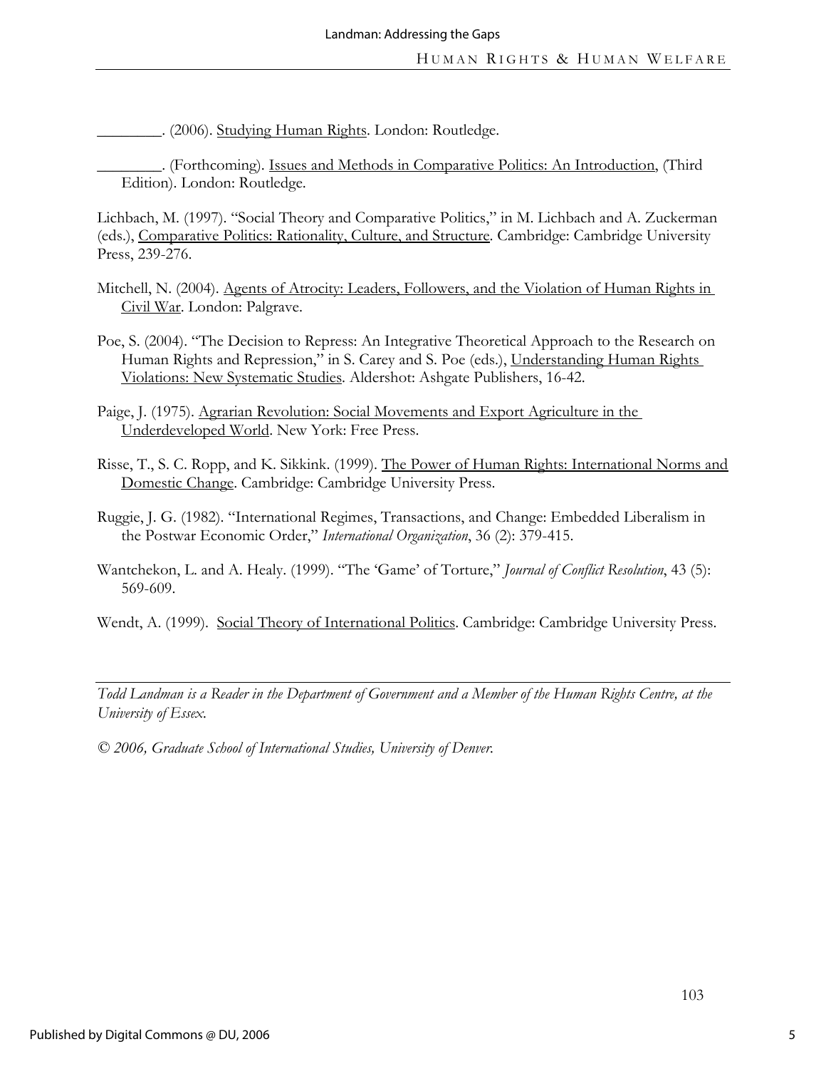________. (2006). Studying Human Rights. London: Routledge.

________. (Forthcoming). Issues and Methods in Comparative Politics: An Introduction, (Third Edition). London: Routledge.

Lichbach, M. (1997). "Social Theory and Comparative Politics," in M. Lichbach and A. Zuckerman (eds.), Comparative Politics: Rationality, Culture, and Structure. Cambridge: Cambridge University Press, 239-276.

Mitchell, N. (2004). Agents of Atrocity: Leaders, Followers, and the Violation of Human Rights in Civil War. London: Palgrave.

Poe, S. (2004). "The Decision to Repress: An Integrative Theoretical Approach to the Research on Human Rights and Repression," in S. Carey and S. Poe (eds.), Understanding Human Rights Violations: New Systematic Studies. Aldershot: Ashgate Publishers, 16-42.

Paige, J. (1975). Agrarian Revolution: Social Movements and Export Agriculture in the Underdeveloped World. New York: Free Press.

Risse, T., S. C. Ropp, and K. Sikkink. (1999). The Power of Human Rights: International Norms and Domestic Change. Cambridge: Cambridge University Press.

Ruggie, J. G. (1982). "International Regimes, Transactions, and Change: Embedded Liberalism in the Postwar Economic Order," *International Organization*, 36 (2): 379-415.

Wantchekon, L. and A. Healy. (1999). "The 'Game' of Torture," *Journal of Conflict Resolution*, 43 (5): 569-609.

Wendt, A. (1999). Social Theory of International Politics. Cambridge: Cambridge University Press.

---

*Todd Landman is a Reader in the Department of Government and a Member of the Human Rights Centre, at the University of Essex.*

*© 2006, Graduate School of International Studies, University of Denver.*